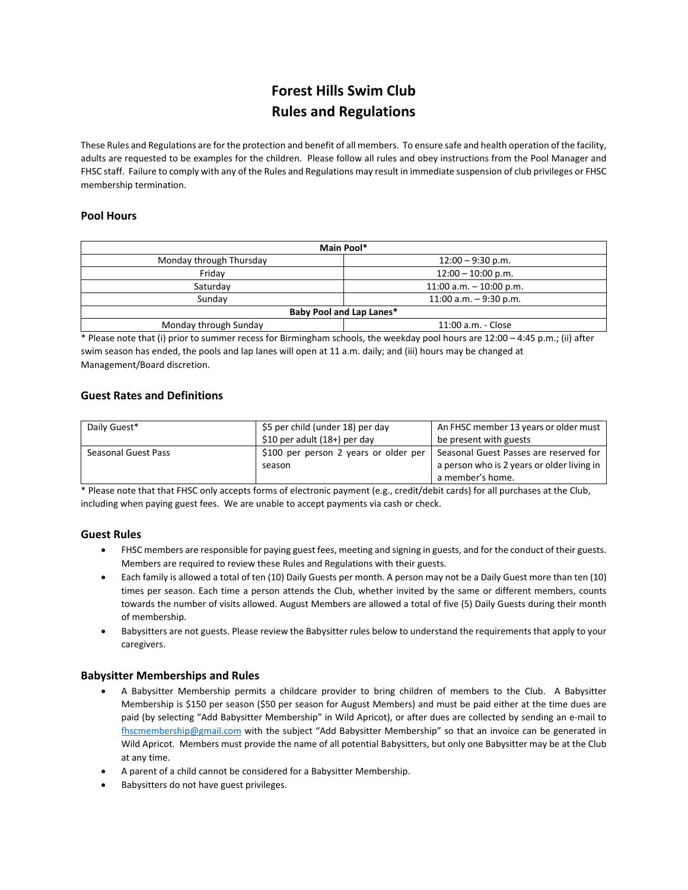# Forest Hills Swim Club
# Rules and Regulations

These Rules and Regulations are for the protection and benefit of all members. To ensure safe and health operation of the facility, adults are requested to be examples for the children. Please follow all rules and obey instructions from the Pool Manager and FHSC staff. Failure to comply with any of the Rules and Regulations may result in immediate suspension of club privileges or FHSC membership termination.

## Pool Hours

| Main Pool* | |
|---|---|
| Monday through Thursday | 12:00 – 9:30 p.m. |
| Friday | 12:00 – 10:00 p.m. |
| Saturday | 11:00 a.m. – 10:00 p.m. |
| Sunday | 11:00 a.m. – 9:30 p.m. |
| **Baby Pool and Lap Lanes*** | |
| Monday through Sunday | 11:00 a.m. - Close |

* Please note that (i) prior to summer recess for Birmingham schools, the weekday pool hours are 12:00 – 4:45 p.m.; (ii) after swim season has ended, the pools and lap lanes will open at 11 a.m. daily; and (iii) hours may be changed at Management/Board discretion.

## Guest Rates and Definitions

| | | |
|---|---|---|
| Daily Guest* | $5 per child (under 18) per day<br>$10 per adult (18+) per day | An FHSC member 13 years or older must be present with guests |
| Seasonal Guest Pass | $100 per person 2 years or older per season | Seasonal Guest Passes are reserved for a person who is 2 years or older living in a member's home. |

* Please note that that FHSC only accepts forms of electronic payment (e.g., credit/debit cards) for all purchases at the Club, including when paying guest fees. We are unable to accept payments via cash or check.

## Guest Rules

- FHSC members are responsible for paying guest fees, meeting and signing in guests, and for the conduct of their guests. Members are required to review these Rules and Regulations with their guests.
- Each family is allowed a total of ten (10) Daily Guests per month. A person may not be a Daily Guest more than ten (10) times per season. Each time a person attends the Club, whether invited by the same or different members, counts towards the number of visits allowed. August Members are allowed a total of five (5) Daily Guests during their month of membership.
- Babysitters are not guests. Please review the Babysitter rules below to understand the requirements that apply to your caregivers.

## Babysitter Memberships and Rules

- A Babysitter Membership permits a childcare provider to bring children of members to the Club. A Babysitter Membership is $150 per season ($50 per season for August Members) and must be paid either at the time dues are paid (by selecting "Add Babysitter Membership" in Wild Apricot), or after dues are collected by sending an e-mail to fhscmembership@gmail.com with the subject "Add Babysitter Membership" so that an invoice can be generated in Wild Apricot. Members must provide the name of all potential Babysitters, but only one Babysitter may be at the Club at any time.
- A parent of a child cannot be considered for a Babysitter Membership.
- Babysitters do not have guest privileges.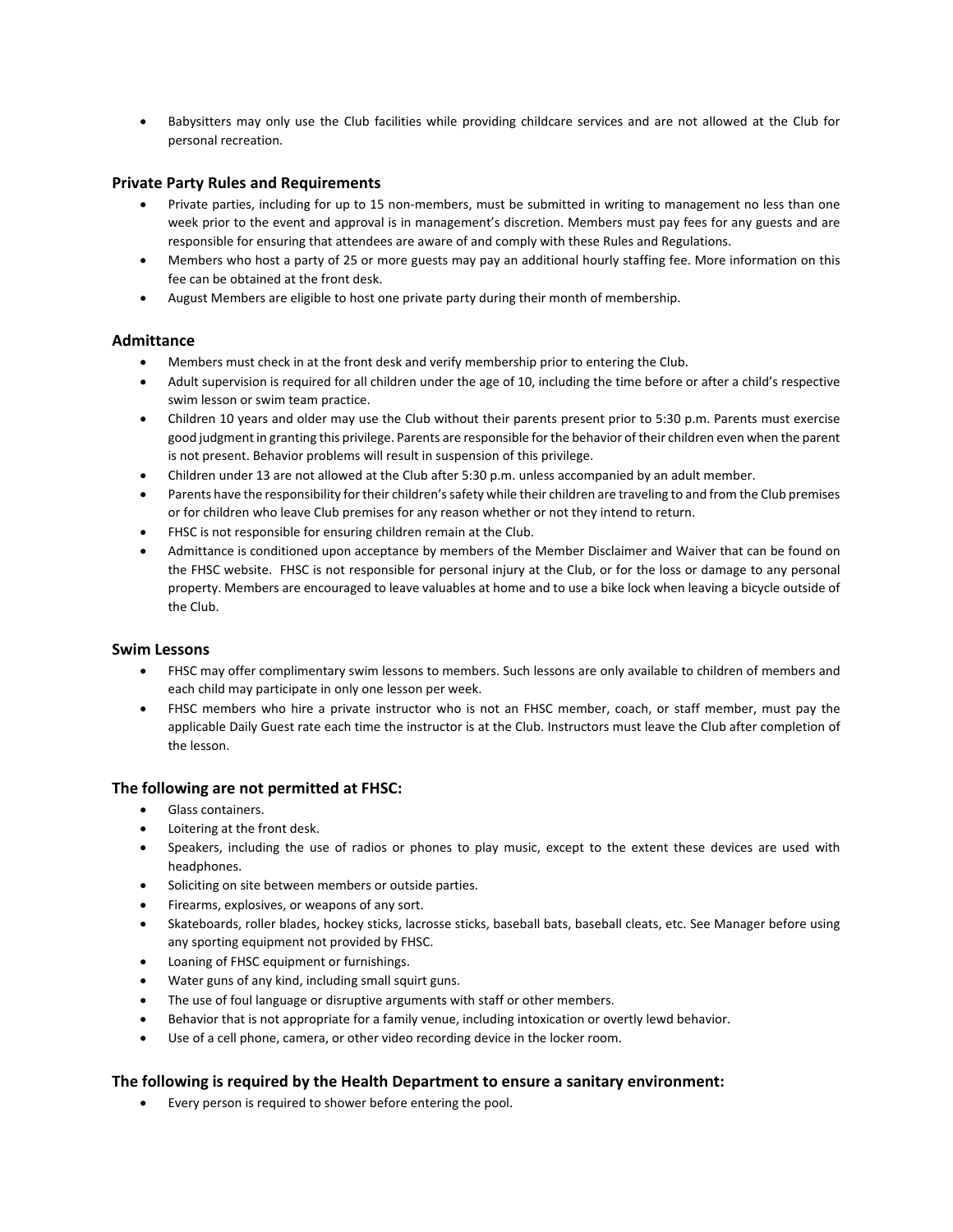- Babysitters may only use the Club facilities while providing childcare services and are not allowed at the Club for personal recreation.

### Private Party Rules and Requirements

- Private parties, including for up to 15 non-members, must be submitted in writing to management no less than one week prior to the event and approval is in management's discretion. Members must pay fees for any guests and are responsible for ensuring that attendees are aware of and comply with these Rules and Regulations.
- Members who host a party of 25 or more guests may pay an additional hourly staffing fee. More information on this fee can be obtained at the front desk.
- August Members are eligible to host one private party during their month of membership.

### Admittance

- Members must check in at the front desk and verify membership prior to entering the Club.
- Adult supervision is required for all children under the age of 10, including the time before or after a child's respective swim lesson or swim team practice.
- Children 10 years and older may use the Club without their parents present prior to 5:30 p.m. Parents must exercise good judgment in granting this privilege. Parents are responsible for the behavior of their children even when the parent is not present. Behavior problems will result in suspension of this privilege.
- Children under 13 are not allowed at the Club after 5:30 p.m. unless accompanied by an adult member.
- Parents have the responsibility for their children's safety while their children are traveling to and from the Club premises or for children who leave Club premises for any reason whether or not they intend to return.
- FHSC is not responsible for ensuring children remain at the Club.
- Admittance is conditioned upon acceptance by members of the Member Disclaimer and Waiver that can be found on the FHSC website. FHSC is not responsible for personal injury at the Club, or for the loss or damage to any personal property. Members are encouraged to leave valuables at home and to use a bike lock when leaving a bicycle outside of the Club.

### Swim Lessons

- FHSC may offer complimentary swim lessons to members. Such lessons are only available to children of members and each child may participate in only one lesson per week.
- FHSC members who hire a private instructor who is not an FHSC member, coach, or staff member, must pay the applicable Daily Guest rate each time the instructor is at the Club. Instructors must leave the Club after completion of the lesson.

### The following are not permitted at FHSC:

- Glass containers.
- Loitering at the front desk.
- Speakers, including the use of radios or phones to play music, except to the extent these devices are used with headphones.
- Soliciting on site between members or outside parties.
- Firearms, explosives, or weapons of any sort.
- Skateboards, roller blades, hockey sticks, lacrosse sticks, baseball bats, baseball cleats, etc. See Manager before using any sporting equipment not provided by FHSC.
- Loaning of FHSC equipment or furnishings.
- Water guns of any kind, including small squirt guns.
- The use of foul language or disruptive arguments with staff or other members.
- Behavior that is not appropriate for a family venue, including intoxication or overtly lewd behavior.
- Use of a cell phone, camera, or other video recording device in the locker room.

### The following is required by the Health Department to ensure a sanitary environment:

- Every person is required to shower before entering the pool.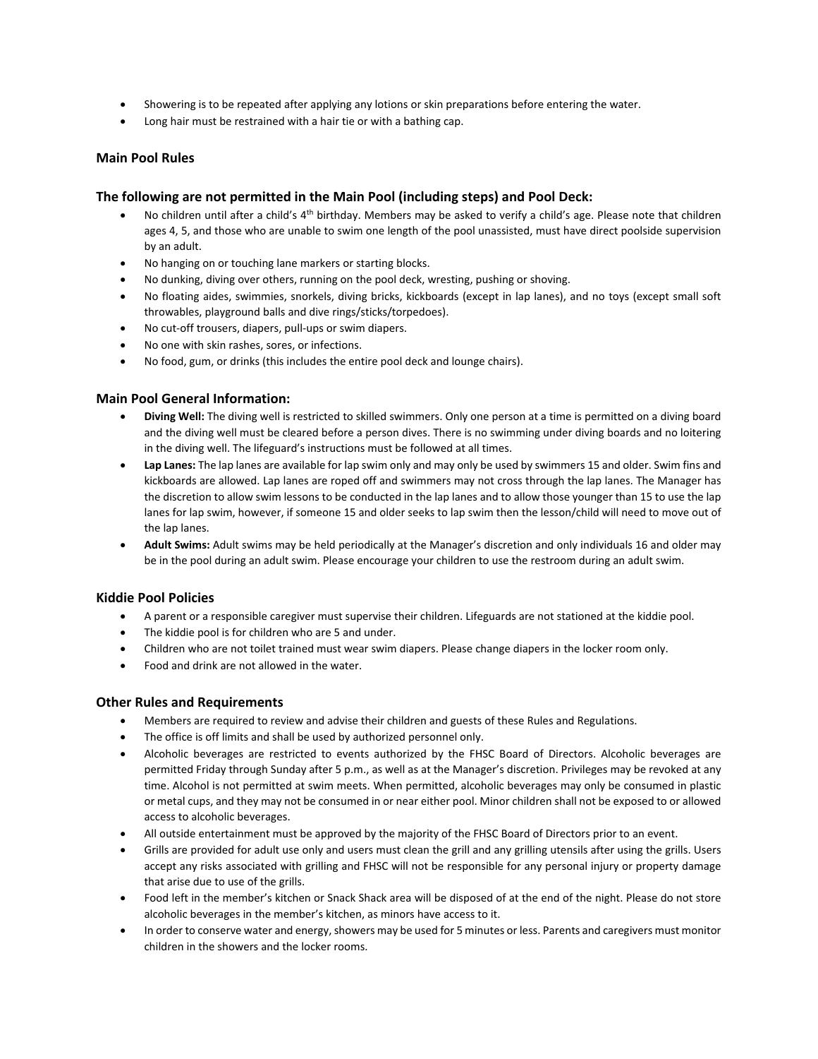- Showering is to be repeated after applying any lotions or skin preparations before entering the water.
- Long hair must be restrained with a hair tie or with a bathing cap.

### Main Pool Rules

### The following are not permitted in the Main Pool (including steps) and Pool Deck:

- No children until after a child's 4th birthday. Members may be asked to verify a child's age. Please note that children ages 4, 5, and those who are unable to swim one length of the pool unassisted, must have direct poolside supervision by an adult.
- No hanging on or touching lane markers or starting blocks.
- No dunking, diving over others, running on the pool deck, wresting, pushing or shoving.
- No floating aides, swimmies, snorkels, diving bricks, kickboards (except in lap lanes), and no toys (except small soft throwables, playground balls and dive rings/sticks/torpedoes).
- No cut-off trousers, diapers, pull-ups or swim diapers.
- No one with skin rashes, sores, or infections.
- No food, gum, or drinks (this includes the entire pool deck and lounge chairs).

### Main Pool General Information:

- **Diving Well:** The diving well is restricted to skilled swimmers. Only one person at a time is permitted on a diving board and the diving well must be cleared before a person dives. There is no swimming under diving boards and no loitering in the diving well. The lifeguard's instructions must be followed at all times.
- **Lap Lanes:** The lap lanes are available for lap swim only and may only be used by swimmers 15 and older. Swim fins and kickboards are allowed. Lap lanes are roped off and swimmers may not cross through the lap lanes. The Manager has the discretion to allow swim lessons to be conducted in the lap lanes and to allow those younger than 15 to use the lap lanes for lap swim, however, if someone 15 and older seeks to lap swim then the lesson/child will need to move out of the lap lanes.
- **Adult Swims:** Adult swims may be held periodically at the Manager's discretion and only individuals 16 and older may be in the pool during an adult swim. Please encourage your children to use the restroom during an adult swim.

### Kiddie Pool Policies

- A parent or a responsible caregiver must supervise their children. Lifeguards are not stationed at the kiddie pool.
- The kiddie pool is for children who are 5 and under.
- Children who are not toilet trained must wear swim diapers. Please change diapers in the locker room only.
- Food and drink are not allowed in the water.

### Other Rules and Requirements

- Members are required to review and advise their children and guests of these Rules and Regulations.
- The office is off limits and shall be used by authorized personnel only.
- Alcoholic beverages are restricted to events authorized by the FHSC Board of Directors. Alcoholic beverages are permitted Friday through Sunday after 5 p.m., as well as at the Manager's discretion. Privileges may be revoked at any time. Alcohol is not permitted at swim meets. When permitted, alcoholic beverages may only be consumed in plastic or metal cups, and they may not be consumed in or near either pool. Minor children shall not be exposed to or allowed access to alcoholic beverages.
- All outside entertainment must be approved by the majority of the FHSC Board of Directors prior to an event.
- Grills are provided for adult use only and users must clean the grill and any grilling utensils after using the grills. Users accept any risks associated with grilling and FHSC will not be responsible for any personal injury or property damage that arise due to use of the grills.
- Food left in the member's kitchen or Snack Shack area will be disposed of at the end of the night. Please do not store alcoholic beverages in the member's kitchen, as minors have access to it.
- In order to conserve water and energy, showers may be used for 5 minutes or less. Parents and caregivers must monitor children in the showers and the locker rooms.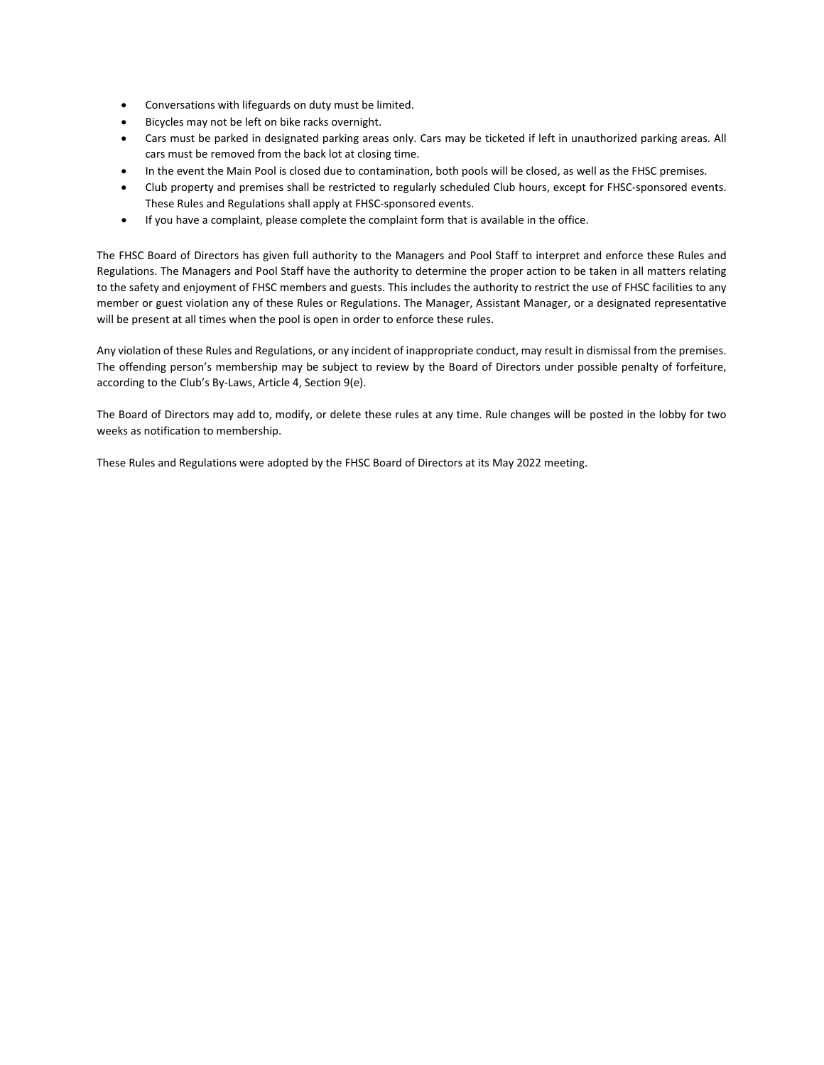- Conversations with lifeguards on duty must be limited.
- Bicycles may not be left on bike racks overnight.
- Cars must be parked in designated parking areas only. Cars may be ticketed if left in unauthorized parking areas. All cars must be removed from the back lot at closing time.
- In the event the Main Pool is closed due to contamination, both pools will be closed, as well as the FHSC premises.
- Club property and premises shall be restricted to regularly scheduled Club hours, except for FHSC-sponsored events. These Rules and Regulations shall apply at FHSC-sponsored events.
- If you have a complaint, please complete the complaint form that is available in the office.

The FHSC Board of Directors has given full authority to the Managers and Pool Staff to interpret and enforce these Rules and Regulations. The Managers and Pool Staff have the authority to determine the proper action to be taken in all matters relating to the safety and enjoyment of FHSC members and guests. This includes the authority to restrict the use of FHSC facilities to any member or guest violation any of these Rules or Regulations. The Manager, Assistant Manager, or a designated representative will be present at all times when the pool is open in order to enforce these rules.

Any violation of these Rules and Regulations, or any incident of inappropriate conduct, may result in dismissal from the premises. The offending person's membership may be subject to review by the Board of Directors under possible penalty of forfeiture, according to the Club's By-Laws, Article 4, Section 9(e).

The Board of Directors may add to, modify, or delete these rules at any time. Rule changes will be posted in the lobby for two weeks as notification to membership.

These Rules and Regulations were adopted by the FHSC Board of Directors at its May 2022 meeting.